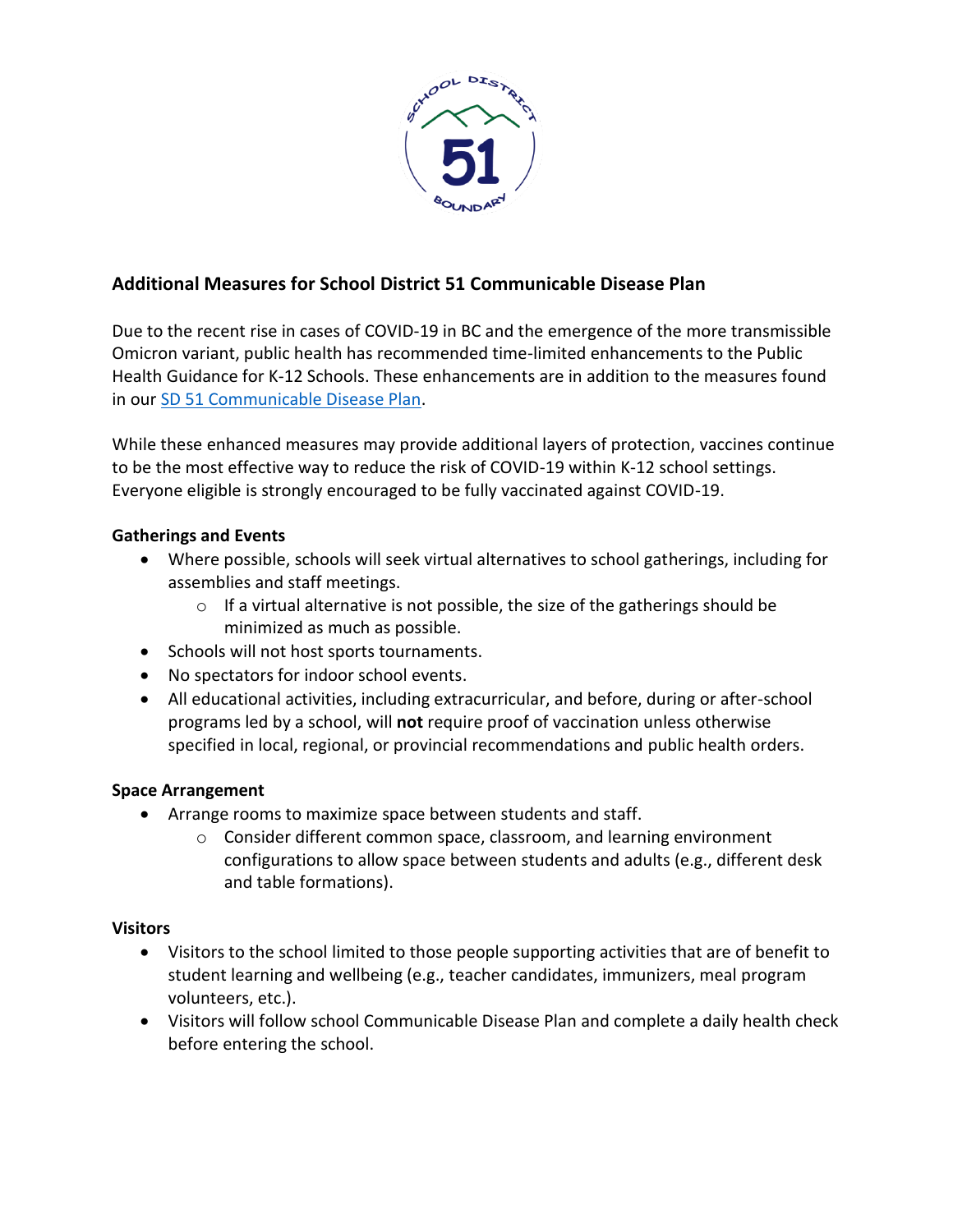## Additional Measures for School District 51 Communicable Disease Plan

Due to the recent rise in cases of COVID-19 in BC and the emergence of the more transmissible Omicron variant, public health has recommended time-limited enhancements to the Public Health Guidance for K-12 Schools. These enhancements are in addition to the measures found in our SD 51 Communicable Disease Plan.

While these enhanced measures may provide additional layers of protection, vaccines continue to be the most effective way to reduce the risk of COVID-19 within K-12 school settings. Everyone eligible is strongly encouraged to be fully vaccinated against COVID-19.

### Gatherings and Events

- Where possible, schools will seek virtual alternatives to school gatherings, including for assemblies and staff meetings.
  - If a virtual alternative is not possible, the size of the gatherings should be minimized as much as possible.
- Schools will not host sports tournaments.
- No spectators for indoor school events.
- All educational activities, including extracurricular, and before, during or after-school programs led by a school, will **not** require proof of vaccination unless otherwise specified in local, regional, or provincial recommendations and public health orders.

### Space Arrangement

- Arrange rooms to maximize space between students and staff.
  - Consider different common space, classroom, and learning environment configurations to allow space between students and adults (e.g., different desk and table formations).

### Visitors

- Visitors to the school limited to those people supporting activities that are of benefit to student learning and wellbeing (e.g., teacher candidates, immunizers, meal program volunteers, etc.).
- Visitors will follow school Communicable Disease Plan and complete a daily health check before entering the school.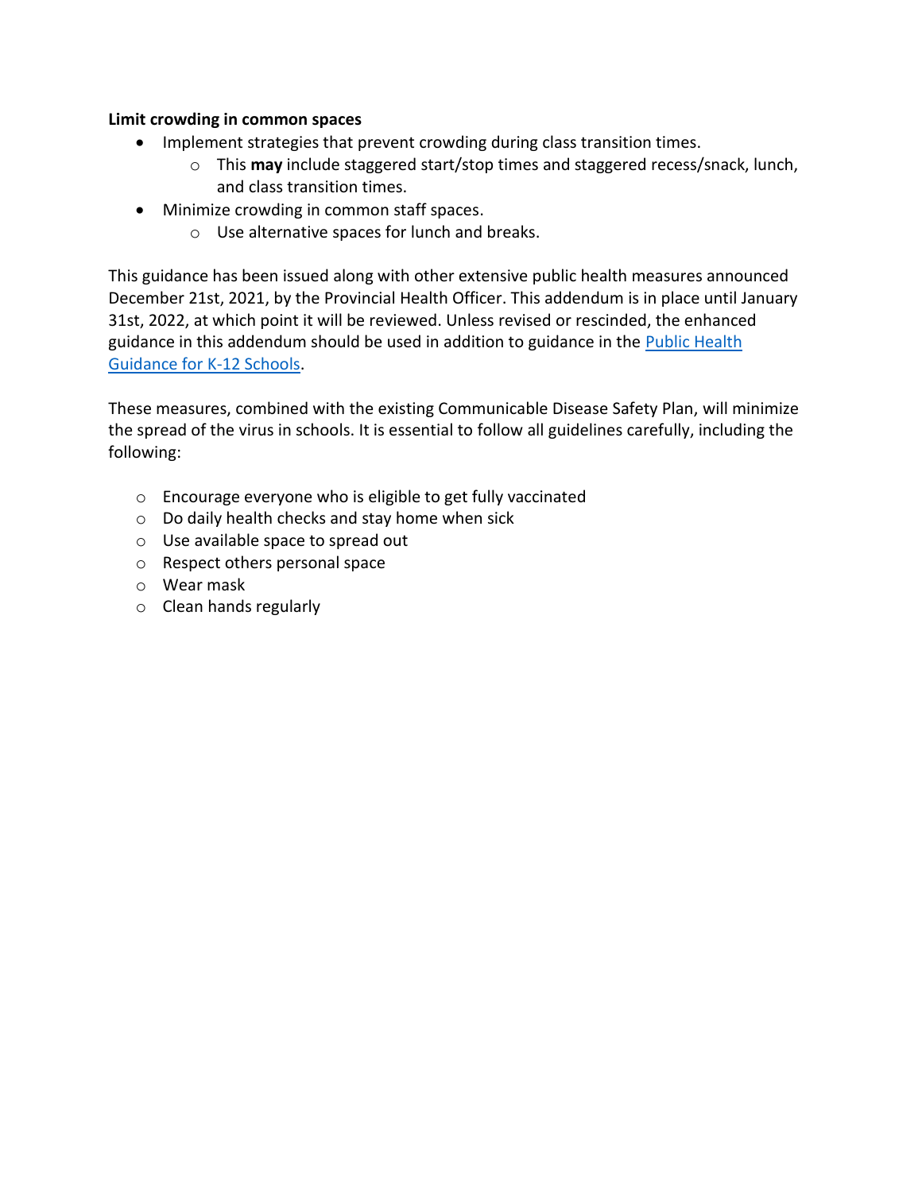**Limit crowding in common spaces**

- Implement strategies that prevent crowding during class transition times.
  - This **may** include staggered start/stop times and staggered recess/snack, lunch, and class transition times.
- Minimize crowding in common staff spaces.
  - Use alternative spaces for lunch and breaks.

This guidance has been issued along with other extensive public health measures announced December 21st, 2021, by the Provincial Health Officer. This addendum is in place until January 31st, 2022, at which point it will be reviewed. Unless revised or rescinded, the enhanced guidance in this addendum should be used in addition to guidance in the Public Health Guidance for K-12 Schools.

These measures, combined with the existing Communicable Disease Safety Plan, will minimize the spread of the virus in schools. It is essential to follow all guidelines carefully, including the following:

- Encourage everyone who is eligible to get fully vaccinated
- Do daily health checks and stay home when sick
- Use available space to spread out
- Respect others personal space
- Wear mask
- Clean hands regularly